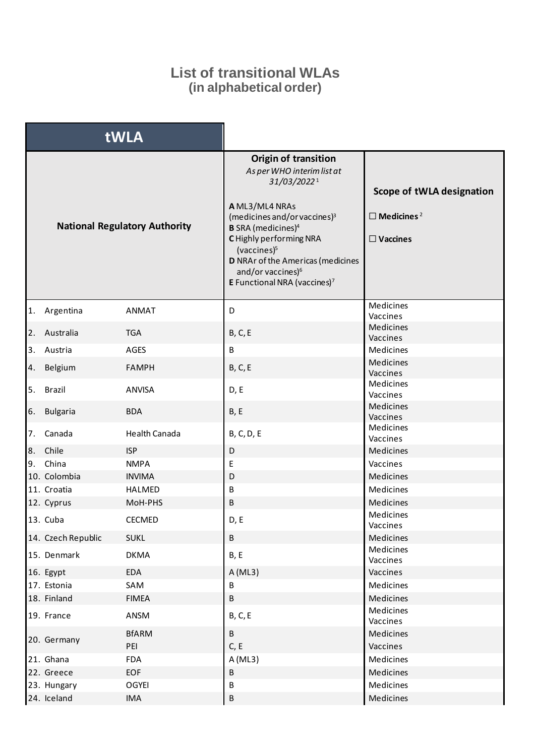# List of transitional WLAs
## (in alphabetical order)

| tWLA | | | |
|---|---|---|---|
| **National Regulatory Authority** | | **Origin of transition**<br>*As per WHO interim list at 31/03/2022*[1]<br><br>**A** ML3/ML4 NRAs (medicines and/or vaccines)[3]<br>**B** SRA (medicines)[4]<br>**C** Highly performing NRA (vaccines)[5]<br>**D** NRAr of the Americas (medicines and/or vaccines)[6]<br>**E** Functional NRA (vaccines)[7] | **Scope of tWLA designation**<br><br>☐ **Medicines**[2]<br><br>☐ **Vaccines** |
| 1. Argentina | ANMAT | D | Medicines<br>Vaccines |
| 2. Australia | TGA | B, C, E | Medicines<br>Vaccines |
| 3. Austria | AGES | B | Medicines |
| 4. Belgium | FAMPH | B, C, E | Medicines<br>Vaccines |
| 5. Brazil | ANVISA | D, E | Medicines<br>Vaccines |
| 6. Bulgaria | BDA | B, E | Medicines<br>Vaccines |
| 7. Canada | Health Canada | B, C, D, E | Medicines<br>Vaccines |
| 8. Chile | ISP | D | Medicines |
| 9. China | NMPA | E | Vaccines |
| 10. Colombia | INVIMA | D | Medicines |
| 11. Croatia | HALMED | B | Medicines |
| 12. Cyprus | MoH-PHS | B | Medicines |
| 13. Cuba | CECMED | D, E | Medicines<br>Vaccines |
| 14. Czech Republic | SUKL | B | Medicines |
| 15. Denmark | DKMA | B, E | Medicines<br>Vaccines |
| 16. Egypt | EDA | A (ML3) | Vaccines |
| 17. Estonia | SAM | B | Medicines |
| 18. Finland | FIMEA | B | Medicines |
| 19. France | ANSM | B, C, E | Medicines<br>Vaccines |
| 20. Germany | BfARM | B | Medicines |
| | PEI | C, E | Vaccines |
| 21. Ghana | FDA | A (ML3) | Medicines |
| 22. Greece | EOF | B | Medicines |
| 23. Hungary | OGYEI | B | Medicines |
| 24. Iceland | IMA | B | Medicines |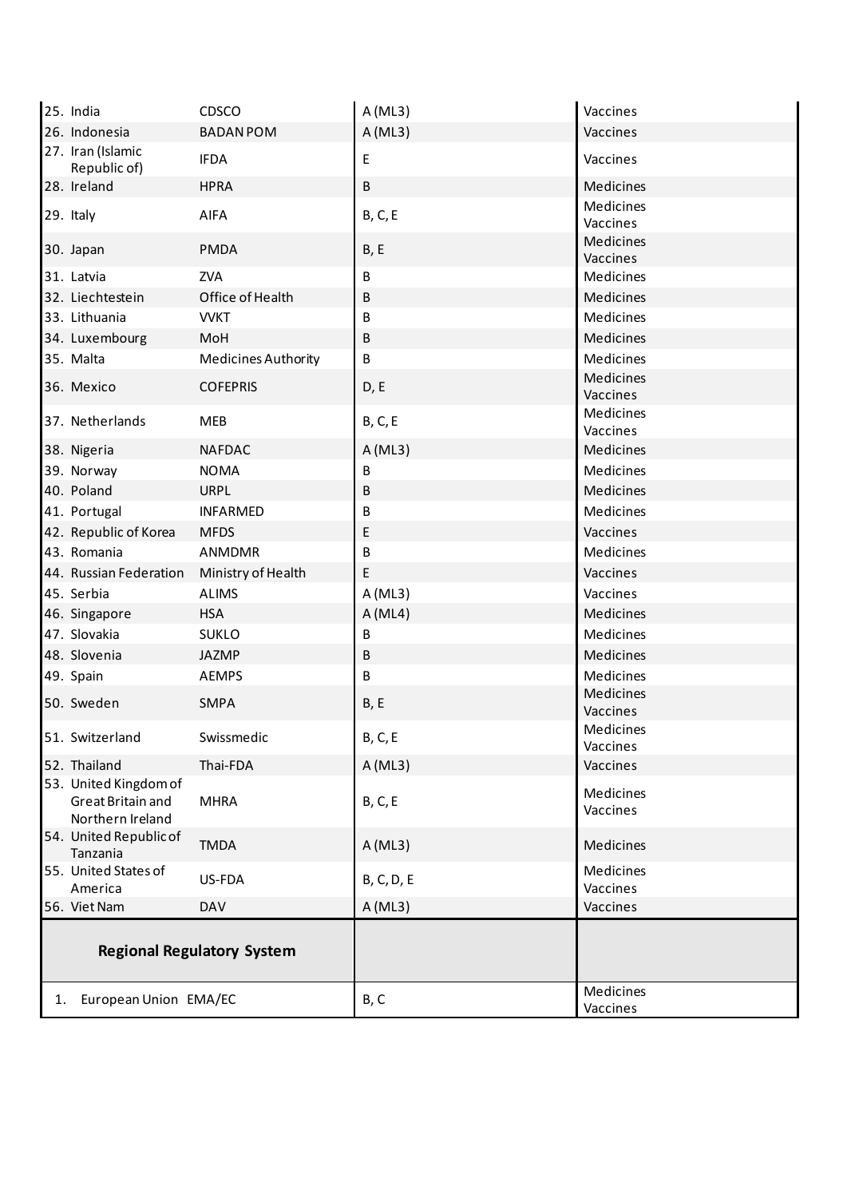| | | | |
|---|---|---|---|
| 25. India | CDSCO | A (ML3) | Vaccines |
| 26. Indonesia | BADAN POM | A (ML3) | Vaccines |
| 27. Iran (Islamic Republic of) | IFDA | E | Vaccines |
| 28. Ireland | HPRA | B | Medicines |
| 29. Italy | AIFA | B, C, E | Medicines<br>Vaccines |
| 30. Japan | PMDA | B, E | Medicines<br>Vaccines |
| 31. Latvia | ZVA | B | Medicines |
| 32. Liechtestein | Office of Health | B | Medicines |
| 33. Lithuania | VVKT | B | Medicines |
| 34. Luxembourg | MoH | B | Medicines |
| 35. Malta | Medicines Authority | B | Medicines |
| 36. Mexico | COFEPRIS | D, E | Medicines<br>Vaccines |
| 37. Netherlands | MEB | B, C, E | Medicines<br>Vaccines |
| 38. Nigeria | NAFDAC | A (ML3) | Medicines |
| 39. Norway | NOMA | B | Medicines |
| 40. Poland | URPL | B | Medicines |
| 41. Portugal | INFARMED | B | Medicines |
| 42. Republic of Korea | MFDS | E | Vaccines |
| 43. Romania | ANMDMR | B | Medicines |
| 44. Russian Federation | Ministry of Health | E | Vaccines |
| 45. Serbia | ALIMS | A (ML3) | Vaccines |
| 46. Singapore | HSA | A (ML4) | Medicines |
| 47. Slovakia | SUKLO | B | Medicines |
| 48. Slovenia | JAZMP | B | Medicines |
| 49. Spain | AEMPS | B | Medicines |
| 50. Sweden | SMPA | B, E | Medicines<br>Vaccines |
| 51. Switzerland | Swissmedic | B, C, E | Medicines<br>Vaccines |
| 52. Thailand | Thai-FDA | A (ML3) | Vaccines |
| 53. United Kingdom of Great Britain and Northern Ireland | MHRA | B, C, E | Medicines<br>Vaccines |
| 54. United Republic of Tanzania | TMDA | A (ML3) | Medicines |
| 55. United States of America | US-FDA | B, C, D, E | Medicines<br>Vaccines |
| 56. Viet Nam | DAV | A (ML3) | Vaccines |
| **Regional Regulatory System** | | | |
| 1. European Union | EMA/EC | B, C | Medicines<br>Vaccines |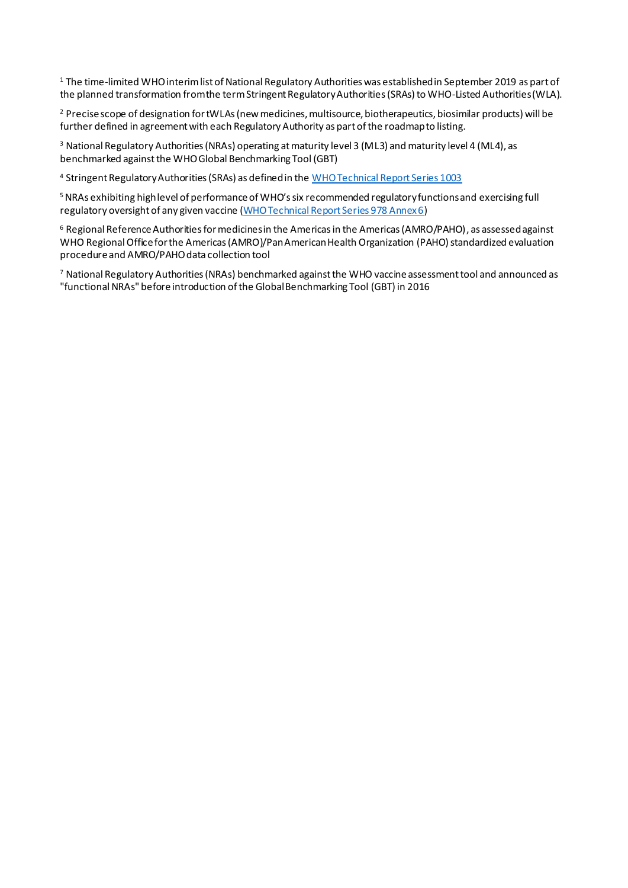[1] The time-limited WHO interim list of National Regulatory Authorities was established in September 2019 as part of the planned transformation from the term Stringent Regulatory Authorities (SRAs) to WHO-Listed Authorities (WLA).

[2] Precise scope of designation for tWLAs (new medicines, multisource, biotherapeutics, biosimilar products) will be further defined in agreement with each Regulatory Authority as part of the roadmap to listing.

[3] National Regulatory Authorities (NRAs) operating at maturity level 3 (ML3) and maturity level 4 (ML4), as benchmarked against the WHO Global Benchmarking Tool (GBT)

[4] Stringent Regulatory Authorities (SRAs) as defined in the WHO Technical Report Series 1003

[5] NRAs exhibiting high level of performance of WHO's six recommended regulatory functions and exercising full regulatory oversight of any given vaccine (WHO Technical Report Series 978 Annex 6)

[6] Regional Reference Authorities for medicines in the Americas in the Americas (AMRO/PAHO), as assessed against WHO Regional Office for the Americas (AMRO)/Pan American Health Organization (PAHO) standardized evaluation procedure and AMRO/PAHO data collection tool

[7] National Regulatory Authorities (NRAs) benchmarked against the WHO vaccine assessment tool and announced as "functional NRAs" before introduction of the Global Benchmarking Tool (GBT) in 2016